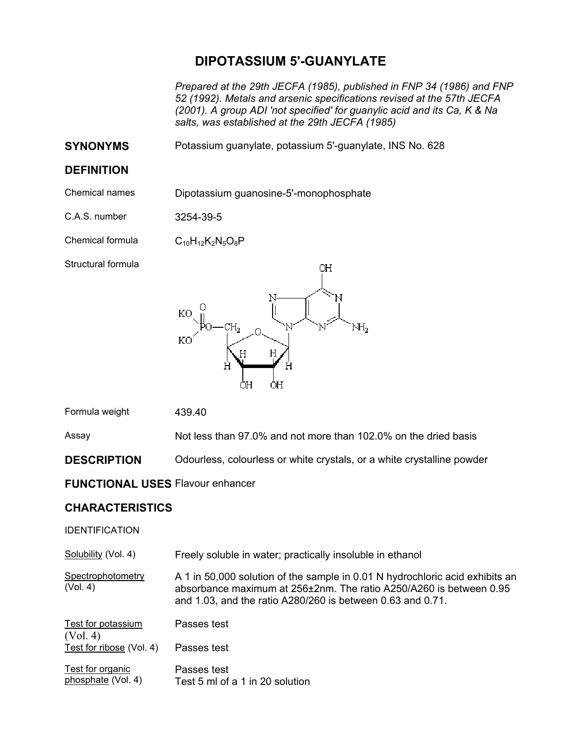# DIPOTASSIUM 5'-GUANYLATE

*Prepared at the 29th JECFA (1985), published in FNP 34 (1986) and FNP 52 (1992). Metals and arsenic specifications revised at the 57th JECFA (2001). A group ADI 'not specified' for guanylic acid and its Ca, K & Na salts, was established at the 29th JECFA (1985)*

## SYNONYMS

Potassium guanylate, potassium 5'-guanylate, INS No. 628

## DEFINITION

**Chemical names:** Dipotassium guanosine-5'-monophosphate

**C.A.S. number:** 3254-39-5

**Chemical formula:** $C_{10}H_{12}K_2N_5O_8P$

**Structural formula**

**Formula weight:** 439.40

**Assay:** Not less than 97.0% and not more than 102.0% on the dried basis

## DESCRIPTION

Odourless, colourless or white crystals, or a white crystalline powder

## FUNCTIONAL USES

Flavour enhancer

## CHARACTERISTICS

### IDENTIFICATION

**Solubility (Vol. 4):** Freely soluble in water; practically insoluble in ethanol

**Spectrophotometry (Vol. 4):** A 1 in 50,000 solution of the sample in 0.01 N hydrochloric acid exhibits an absorbance maximum at 256±2nm. The ratio A250/A260 is between 0.95 and 1.03, and the ratio A280/260 is between 0.63 and 0.71.

**Test for potassium (Vol. 4):** Passes test

**Test for ribose (Vol. 4):** Passes test

**Test for organic phosphate (Vol. 4):** Passes test
Test 5 ml of a 1 in 20 solution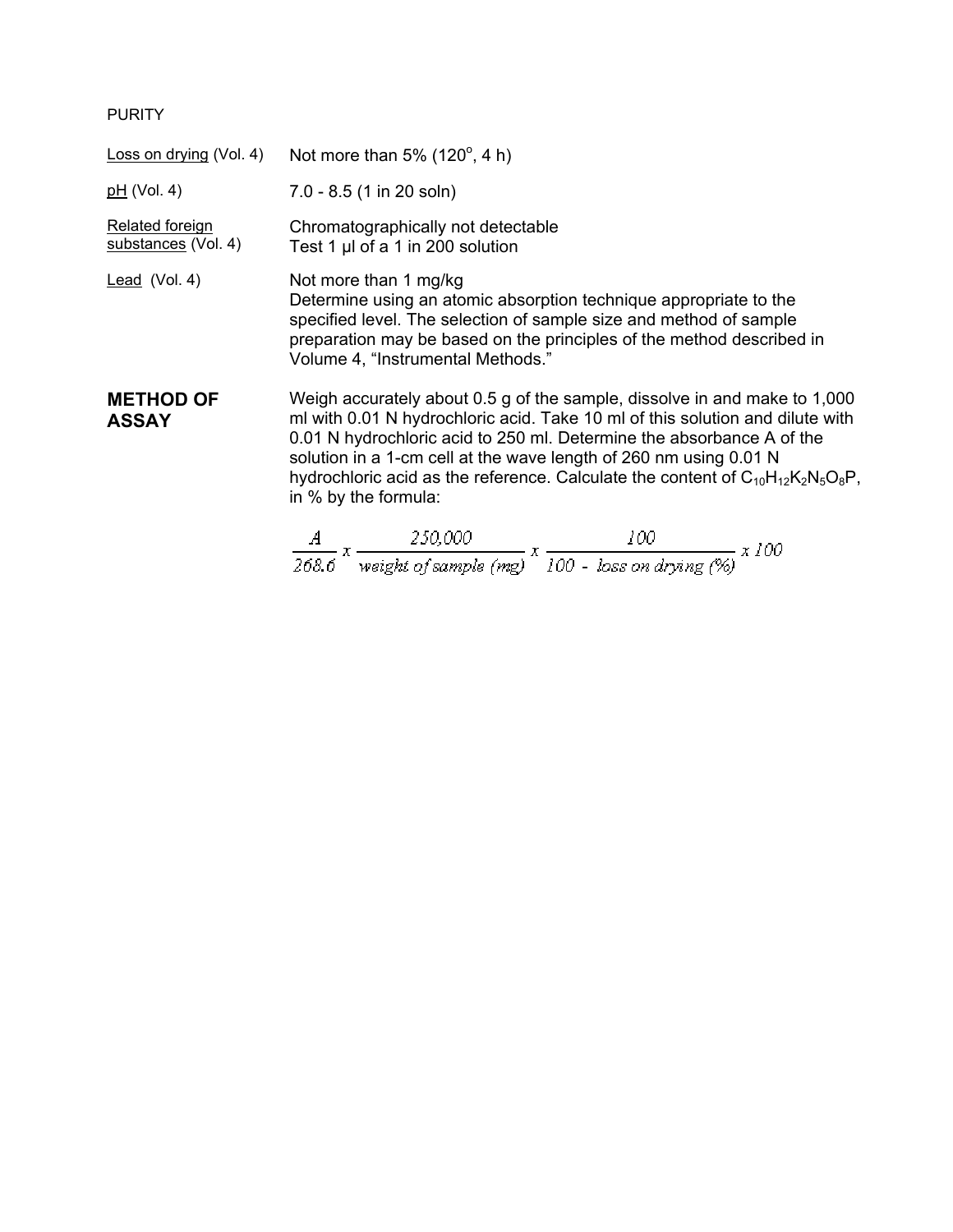PURITY

| | |
|---|---|
| Loss on drying (Vol. 4) | Not more than 5% (120°, 4 h) |
| pH (Vol. 4) | 7.0 - 8.5 (1 in 20 soln) |
| Related foreign substances (Vol. 4) | Chromatographically not detectable<br>Test 1 µl of a 1 in 200 solution |
| Lead (Vol. 4) | Not more than 1 mg/kg<br>Determine using an atomic absorption technique appropriate to the specified level. The selection of sample size and method of sample preparation may be based on the principles of the method described in Volume 4, "Instrumental Methods." |

## METHOD OF ASSAY

Weigh accurately about 0.5 g of the sample, dissolve in and make to 1,000 ml with 0.01 N hydrochloric acid. Take 10 ml of this solution and dilute with 0.01 N hydrochloric acid to 250 ml. Determine the absorbance A of the solution in a 1-cm cell at the wave length of 260 nm using 0.01 N hydrochloric acid as the reference. Calculate the content of $C_{10}H_{12}K_2N_5O_8P$, in % by the formula:

$$\frac{A}{268.6} \times \frac{250{,}000}{\text{weight of sample (mg)}} \times \frac{100}{100 - \text{loss on drying (\%)}} \times 100$$